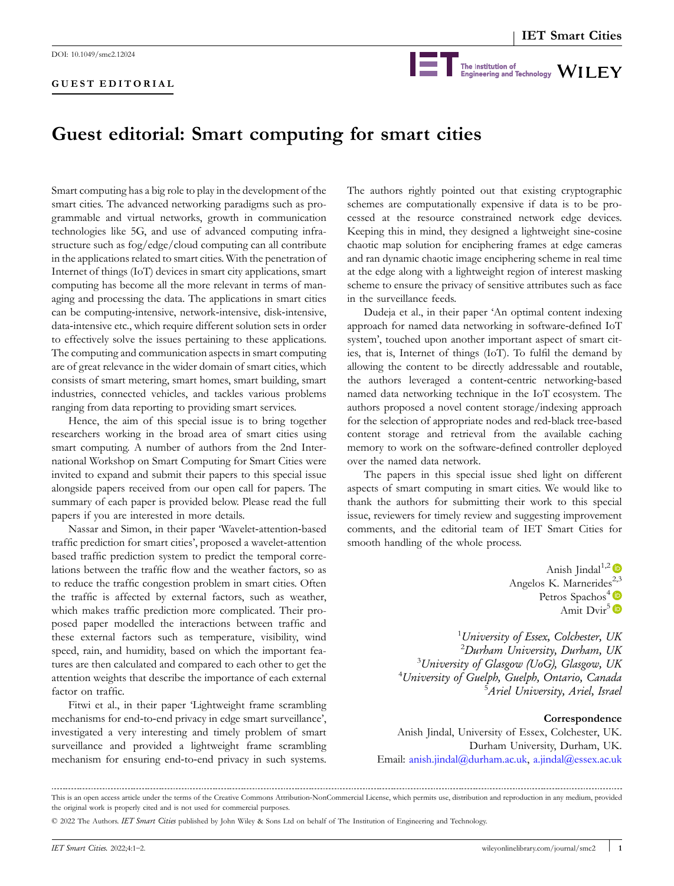DOI: 10.1049/smc2.12024

**GUEST EDITORIAL**

# Guest editorial: Smart computing for smart cities

Smart computing has a big role to play in the development of the smart cities. The advanced networking paradigms such as programmable and virtual networks, growth in communication technologies like 5G, and use of advanced computing infrastructure such as fog/edge/cloud computing can all contribute in the applications related to smart cities. With the penetration of Internet of things (IoT) devices in smart city applications, smart computing has become all the more relevant in terms of managing and processing the data. The applications in smart cities can be computing-intensive, network-intensive, disk-intensive, data-intensive etc., which require different solution sets in order to effectively solve the issues pertaining to these applications. The computing and communication aspects in smart computing are of great relevance in the wider domain of smart cities, which consists of smart metering, smart homes, smart building, smart industries, connected vehicles, and tackles various problems ranging from data reporting to providing smart services.

Hence, the aim of this special issue is to bring together researchers working in the broad area of smart cities using smart computing. A number of authors from the 2nd International Workshop on Smart Computing for Smart Cities were invited to expand and submit their papers to this special issue alongside papers received from our open call for papers. The summary of each paper is provided below. Please read the full papers if you are interested in more details.

Nassar and Simon, in their paper 'Wavelet-attention-based traffic prediction for smart cities', proposed a wavelet-attention based traffic prediction system to predict the temporal correlations between the traffic flow and the weather factors, so as to reduce the traffic congestion problem in smart cities. Often the traffic is affected by external factors, such as weather, which makes traffic prediction more complicated. Their proposed paper modelled the interactions between traffic and these external factors such as temperature, visibility, wind speed, rain, and humidity, based on which the important features are then calculated and compared to each other to get the attention weights that describe the importance of each external factor on traffic.

Fitwi et al., in their paper 'Lightweight frame scrambling mechanisms for end-to-end privacy in edge smart surveillance', investigated a very interesting and timely problem of smart surveillance and provided a lightweight frame scrambling mechanism for ensuring end-to-end privacy in such systems. The authors rightly pointed out that existing cryptographic schemes are computationally expensive if data is to be processed at the resource constrained network edge devices. Keeping this in mind, they designed a lightweight sine-cosine chaotic map solution for enciphering frames at edge cameras and ran dynamic chaotic image enciphering scheme in real time at the edge along with a lightweight region of interest masking scheme to ensure the privacy of sensitive attributes such as face in the surveillance feeds.

Dudeja et al., in their paper 'An optimal content indexing approach for named data networking in software-defined IoT system', touched upon another important aspect of smart cities, that is, Internet of things (IoT). To fulfil the demand by allowing the content to be directly addressable and routable, the authors leveraged a content-centric networking-based named data networking technique in the IoT ecosystem. The authors proposed a novel content storage/indexing approach for the selection of appropriate nodes and red-black tree-based content storage and retrieval from the available caching memory to work on the software-defined controller deployed over the named data network.

The papers in this special issue shed light on different aspects of smart computing in smart cities. We would like to thank the authors for submitting their work to this special issue, reviewers for timely review and suggesting improvement comments, and the editorial team of IET Smart Cities for smooth handling of the whole process.

Anish Jindal[1,2]
Angelos K. Marnerides[2,3]
Petros Spachos[4]
Amit Dvir[5]

[1]*University of Essex, Colchester, UK*
[2]*Durham University, Durham, UK*
[3]*University of Glasgow (UoG), Glasgow, UK*
[4]*University of Guelph, Guelph, Ontario, Canada*
[5]*Ariel University, Ariel, Israel*

**Correspondence**

Anish Jindal, University of Essex, Colchester, UK.
Durham University, Durham, UK.
Email: anish.jindal@durham.ac.uk, a.jindal@essex.ac.uk

This is an open access article under the terms of the Creative Commons Attribution-NonCommercial License, which permits use, distribution and reproduction in any medium, provided the original work is properly cited and is not used for commercial purposes.

© 2022 The Authors. *IET Smart Cities* published by John Wiley & Sons Ltd on behalf of The Institution of Engineering and Technology.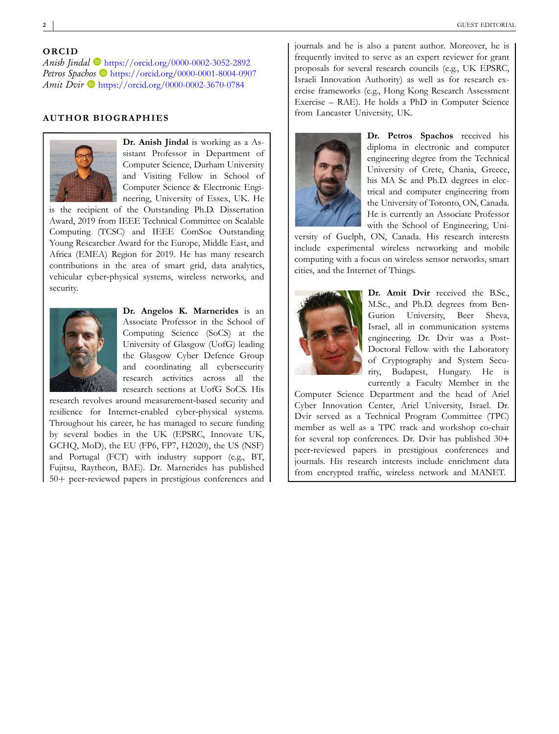## ORCID

*Anish Jindal* https://orcid.org/0000-0002-3052-2892
*Petros Spachos* https://orcid.org/0000-0001-8004-0907
*Amit Dvir* https://orcid.org/0000-0002-3670-0784

## AUTHOR BIOGRAPHIES

**Dr. Anish Jindal** is working as a Assistant Professor in Department of Computer Science, Durham University and Visiting Fellow in School of Computer Science & Electronic Engineering, University of Essex, UK. He is the recipient of the Outstanding Ph.D. Dissertation Award, 2019 from IEEE Technical Committee on Scalable Computing (TCSC) and IEEE ComSoc Outstanding Young Researcher Award for the Europe, Middle East, and Africa (EMEA) Region for 2019. He has many research contributions in the area of smart grid, data analytics, vehicular cyber-physical systems, wireless networks, and security.

**Dr. Angelos K. Marnerides** is an Associate Professor in the School of Computing Science (SoCS) at the University of Glasgow (UofG) leading the Glasgow Cyber Defence Group and coordinating all cybersecurity research activities across all the research sections at UofG SoCS. His research revolves around measurement-based security and resilience for Internet-enabled cyber-physical systems. Throughout his career, he has managed to secure funding by several bodies in the UK (EPSRC, Innovate UK, GCHQ, MoD), the EU (FP6, FP7, H2020), the US (NSF) and Portugal (FCT) with industry support (e.g., BT, Fujitsu, Raytheon, BAE). Dr. Marnerides has published 50+ peer-reviewed papers in prestigious conferences and journals and he is also a patent author. Moreover, he is frequently invited to serve as an expert reviewer for grant proposals for several research councils (e.g., UK EPSRC, Israeli Innovation Authority) as well as for research exercise frameworks (e.g., Hong Kong Research Assessment Exercise – RAE). He holds a PhD in Computer Science from Lancaster University, UK.

**Dr. Petros Spachos** received his diploma in electronic and computer engineering degree from the Technical University of Crete, Chania, Greece, his MA Sc and Ph.D. degrees in electrical and computer engineering from the University of Toronto, ON, Canada. He is currently an Associate Professor with the School of Engineering, University of Guelph, ON, Canada. His research interests include experimental wireless networking and mobile computing with a focus on wireless sensor networks, smart cities, and the Internet of Things.

**Dr. Amit Dvir** received the B.Sc., M.Sc., and Ph.D. degrees from Ben-Gurion University, Beer Sheva, Israel, all in communication systems engineering. Dr. Dvir was a Post-Doctoral Fellow with the Laboratory of Cryptography and System Security, Budapest, Hungary. He is currently a Faculty Member in the Computer Science Department and the head of Ariel Cyber Innovation Center, Ariel University, Israel. Dr. Dvir served as a Technical Program Committee (TPC) member as well as a TPC track and workshop co-chair for several top conferences. Dr. Dvir has published 30+ peer-reviewed papers in prestigious conferences and journals. His research interests include enrichment data from encrypted traffic, wireless network and MANET.